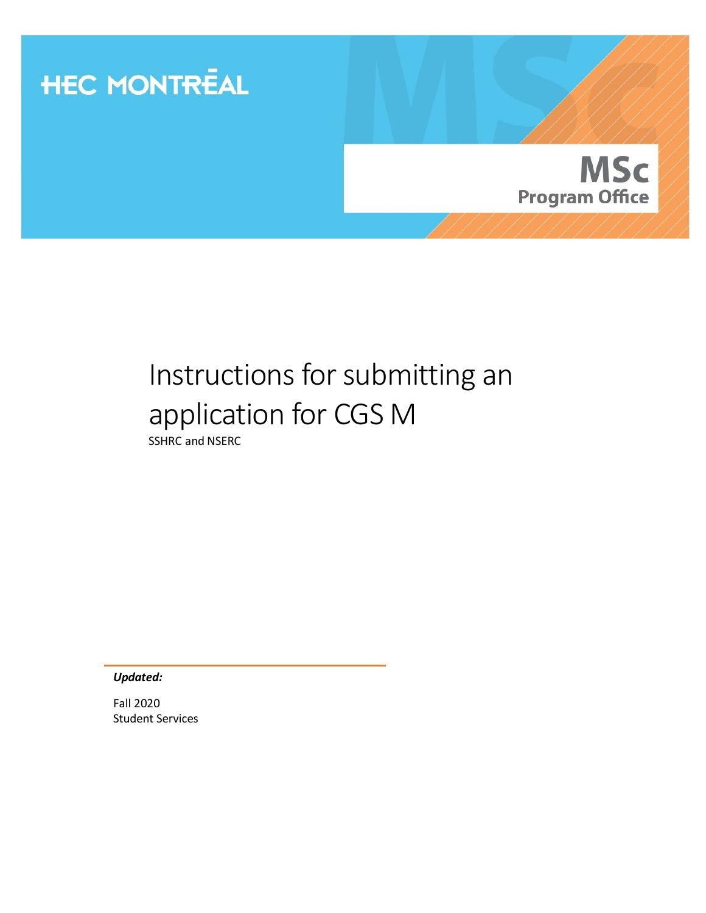HEC MONTRĒAL

**MSc**
**Program Office**

# Instructions for submitting an application for CGS M

SSHRC and NSERC

***Updated:***

Fall 2020
Student Services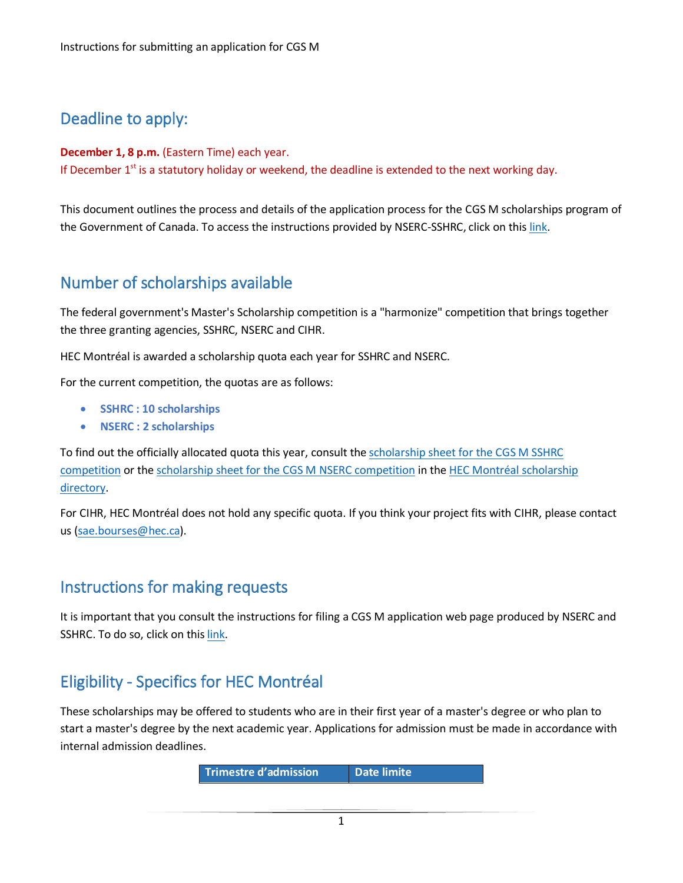## Deadline to apply:

**December 1, 8 p.m.** (Eastern Time) each year.
If December 1st is a statutory holiday or weekend, the deadline is extended to the next working day.

This document outlines the process and details of the application process for the CGS M scholarships program of the Government of Canada. To access the instructions provided by NSERC-SSHRC, click on this link.

## Number of scholarships available

The federal government's Master's Scholarship competition is a "harmonize" competition that brings together the three granting agencies, SSHRC, NSERC and CIHR.

HEC Montréal is awarded a scholarship quota each year for SSHRC and NSERC.

For the current competition, the quotas are as follows:

- **SSHRC : 10 scholarships**
- **NSERC : 2 scholarships**

To find out the officially allocated quota this year, consult the scholarship sheet for the CGS M SSHRC competition or the scholarship sheet for the CGS M NSERC competition in the HEC Montréal scholarship directory.

For CIHR, HEC Montréal does not hold any specific quota. If you think your project fits with CIHR, please contact us (sae.bourses@hec.ca).

## Instructions for making requests

It is important that you consult the instructions for filing a CGS M application web page produced by NSERC and SSHRC. To do so, click on this link.

## Eligibility - Specifics for HEC Montréal

These scholarships may be offered to students who are in their first year of a master's degree or who plan to start a master's degree by the next academic year. Applications for admission must be made in accordance with internal admission deadlines.

| Trimestre d'admission | Date limite |
|---|---|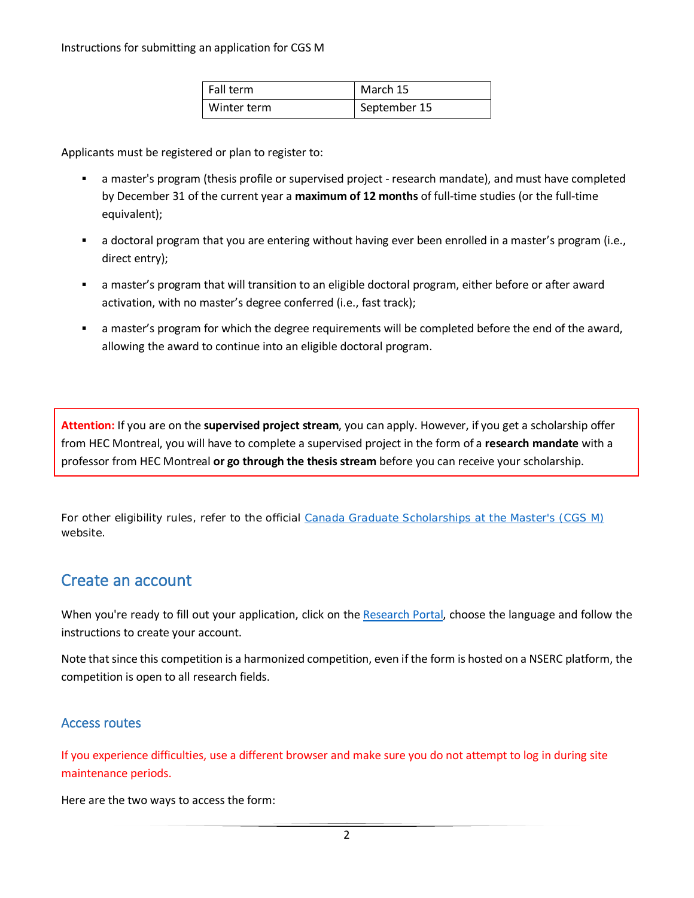| Fall term | March 15 |
| --- | --- |
| Winter term | September 15 |

Applicants must be registered or plan to register to:

- a master's program (thesis profile or supervised project - research mandate), and must have completed by December 31 of the current year a **maximum of 12 months** of full-time studies (or the full-time equivalent);
- a doctoral program that you are entering without having ever been enrolled in a master's program (i.e., direct entry);
- a master's program that will transition to an eligible doctoral program, either before or after award activation, with no master's degree conferred (i.e., fast track);
- a master's program for which the degree requirements will be completed before the end of the award, allowing the award to continue into an eligible doctoral program.

**Attention:** If you are on the **supervised project stream**, you can apply. However, if you get a scholarship offer from HEC Montreal, you will have to complete a supervised project in the form of a **research mandate** with a professor from HEC Montreal **or go through the thesis stream** before you can receive your scholarship.

For other eligibility rules, refer to the official [Canada Graduate Scholarships at the Master's (CGS M)] website.

## Create an account

When you're ready to fill out your application, click on the [Research Portal], choose the language and follow the instructions to create your account.

Note that since this competition is a harmonized competition, even if the form is hosted on a NSERC platform, the competition is open to all research fields.

### Access routes

If you experience difficulties, use a different browser and make sure you do not attempt to log in during site maintenance periods.

Here are the two ways to access the form: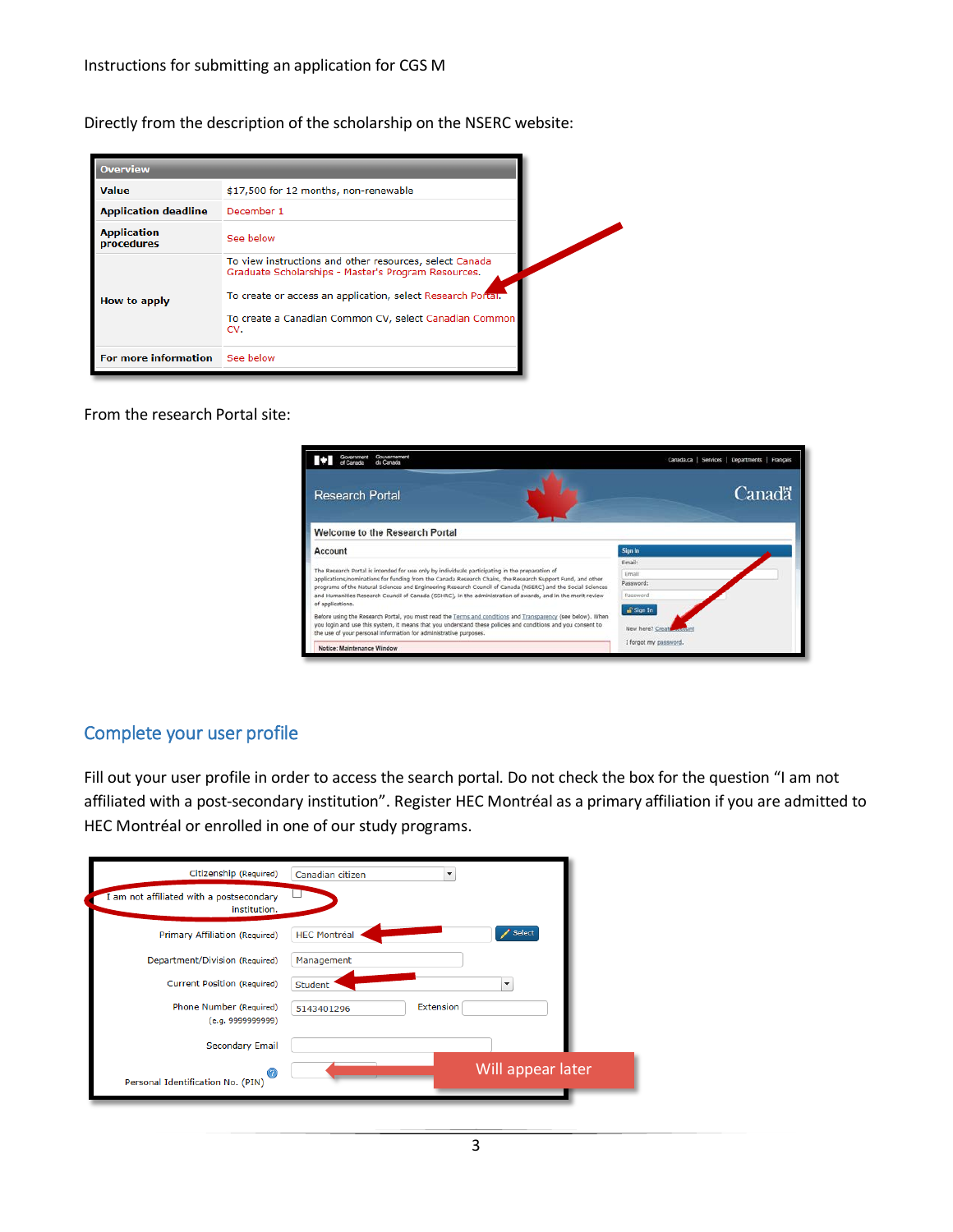Instructions for submitting an application for CGS M

Directly from the description of the scholarship on the NSERC website:

| Overview | |
|---|---|
| Value | $17,500 for 12 months, non-renewable |
| Application deadline | December 1 |
| Application procedures | See below |
| How to apply | To view instructions and other resources, select Canada Graduate Scholarships - Master's Program Resources. To create or access an application, select Research Portal. To create a Canadian Common CV, select Canadian Common CV. |
| For more information | See below |

From the research Portal site:

## Complete your user profile

Fill out your user profile in order to access the search portal. Do not check the box for the question "I am not affiliated with a post-secondary institution". Register HEC Montréal as a primary affiliation if you are admitted to HEC Montréal or enrolled in one of our study programs.

| Field | Value |
|---|---|
| Citizenship (Required) | Canadian citizen |
| I am not affiliated with a postsecondary institution. | ☐ |
| Primary Affiliation (Required) | HEC Montreal |
| Department/Division (Required) | Management |
| Current Position (Required) | Student |
| Phone Number (Required) (e.g. 9999999999) | 5143401296 |
| Secondary Email | |
| Personal Identification No. (PIN) | Will appear later |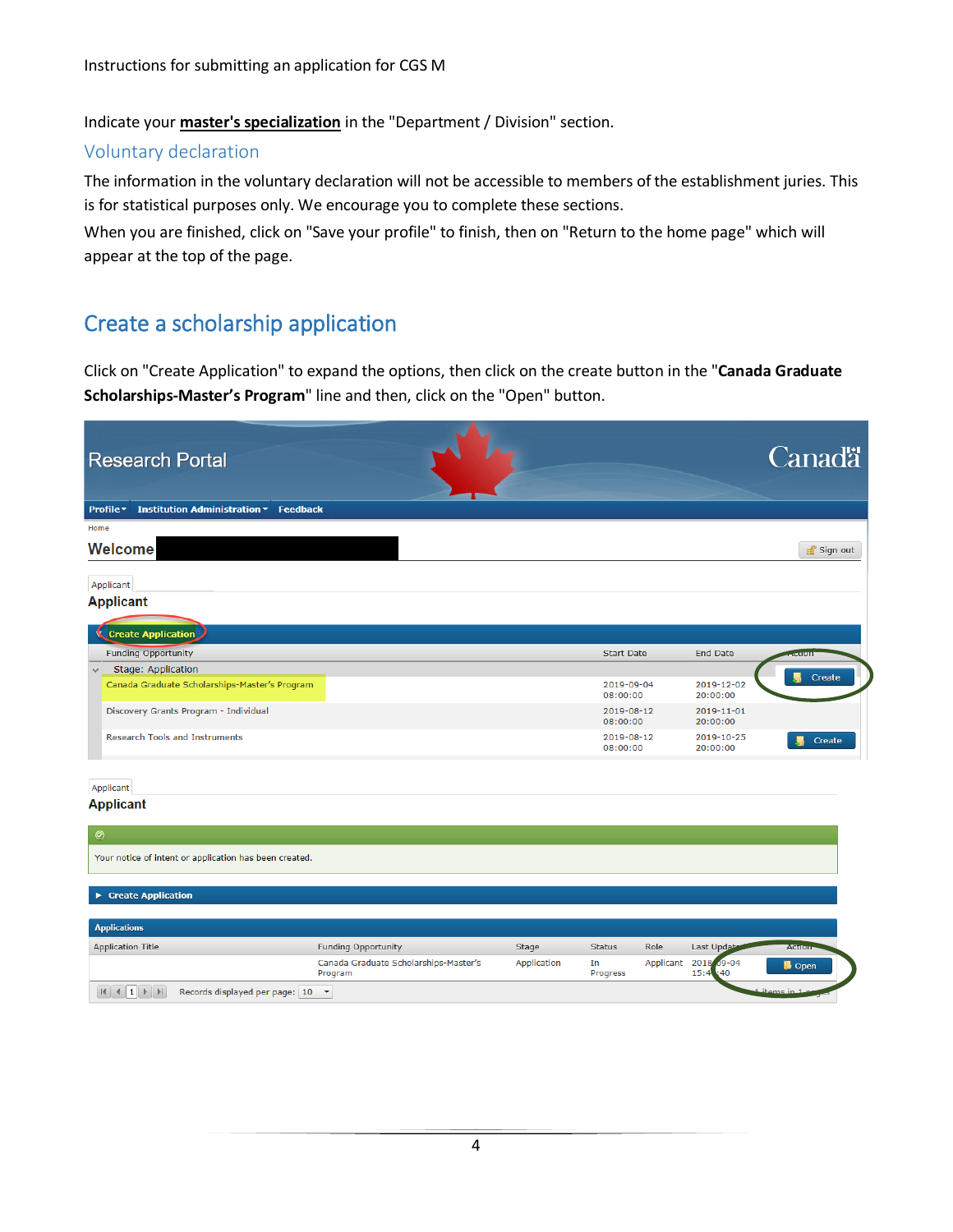Indicate your **master's specialization** in the "Department / Division" section.

## Voluntary declaration

The information in the voluntary declaration will not be accessible to members of the establishment juries. This is for statistical purposes only. We encourage you to complete these sections.

When you are finished, click on "Save your profile" to finish, then on "Return to the home page" which will appear at the top of the page.

# Create a scholarship application

Click on "Create Application" to expand the options, then click on the create button in the "**Canada Graduate Scholarships-Master's Program**" line and then, click on the "Open" button.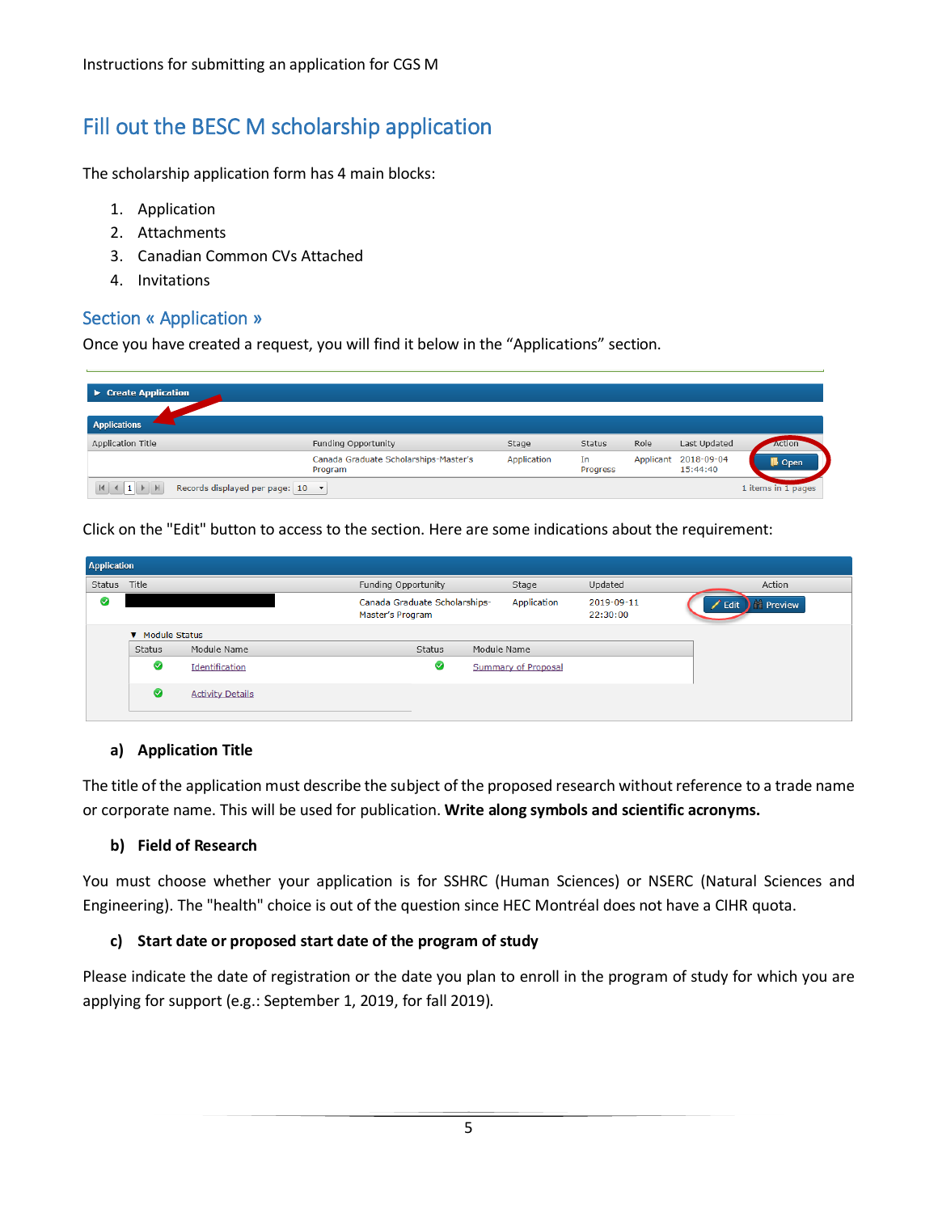## Fill out the BESC M scholarship application

The scholarship application form has 4 main blocks:

1. Application
2. Attachments
3. Canadian Common CVs Attached
4. Invitations

### Section « Application »

Once you have created a request, you will find it below in the "Applications" section.

Click on the "Edit" button to access to the section. Here are some indications about the requirement:

**a) Application Title**

The title of the application must describe the subject of the proposed research without reference to a trade name or corporate name. This will be used for publication. **Write along symbols and scientific acronyms.**

**b) Field of Research**

You must choose whether your application is for SSHRC (Human Sciences) or NSERC (Natural Sciences and Engineering). The "health" choice is out of the question since HEC Montréal does not have a CIHR quota.

**c) Start date or proposed start date of the program of study**

Please indicate the date of registration or the date you plan to enroll in the program of study for which you are applying for support (e.g.: September 1, 2019, for fall 2019).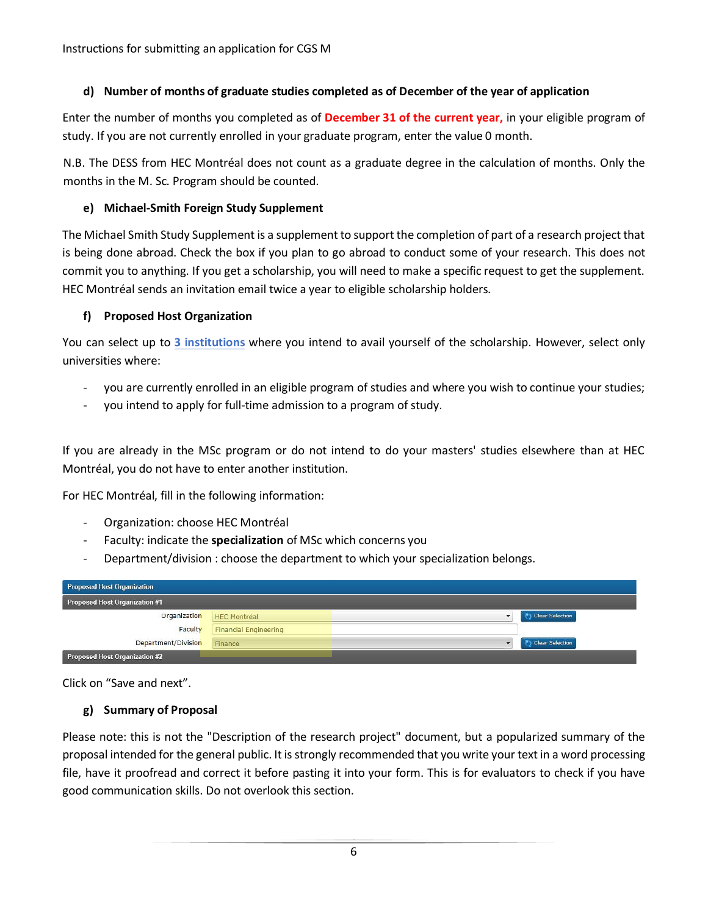#### d) Number of months of graduate studies completed as of December of the year of application

Enter the number of months you completed as of **December 31 of the current year,** in your eligible program of study. If you are not currently enrolled in your graduate program, enter the value 0 month.

N.B. The DESS from HEC Montréal does not count as a graduate degree in the calculation of months. Only the months in the M. Sc. Program should be counted.

#### e) Michael-Smith Foreign Study Supplement

The Michael Smith Study Supplement is a supplement to support the completion of part of a research project that is being done abroad. Check the box if you plan to go abroad to conduct some of your research. This does not commit you to anything. If you get a scholarship, you will need to make a specific request to get the supplement. HEC Montréal sends an invitation email twice a year to eligible scholarship holders.

#### f) Proposed Host Organization

You can select up to 3 institutions where you intend to avail yourself of the scholarship. However, select only universities where:

- you are currently enrolled in an eligible program of studies and where you wish to continue your studies;
- you intend to apply for full-time admission to a program of study.

If you are already in the MSc program or do not intend to do your masters' studies elsewhere than at HEC Montréal, you do not have to enter another institution.

For HEC Montréal, fill in the following information:

- Organization: choose HEC Montréal
- Faculty: indicate the **specialization** of MSc which concerns you
- Department/division : choose the department to which your specialization belongs.

| Proposed Host Organization | |
|---|---|
| **Proposed Host Organization #1** | |
| Organization | HEC Montréal |
| Faculty | Financial Engineering |
| Department/Division | Finance |
| **Proposed Host Organization #2** | |

Click on "Save and next".

#### g) Summary of Proposal

Please note: this is not the "Description of the research project" document, but a popularized summary of the proposal intended for the general public. It is strongly recommended that you write your text in a word processing file, have it proofread and correct it before pasting it into your form. This is for evaluators to check if you have good communication skills. Do not overlook this section.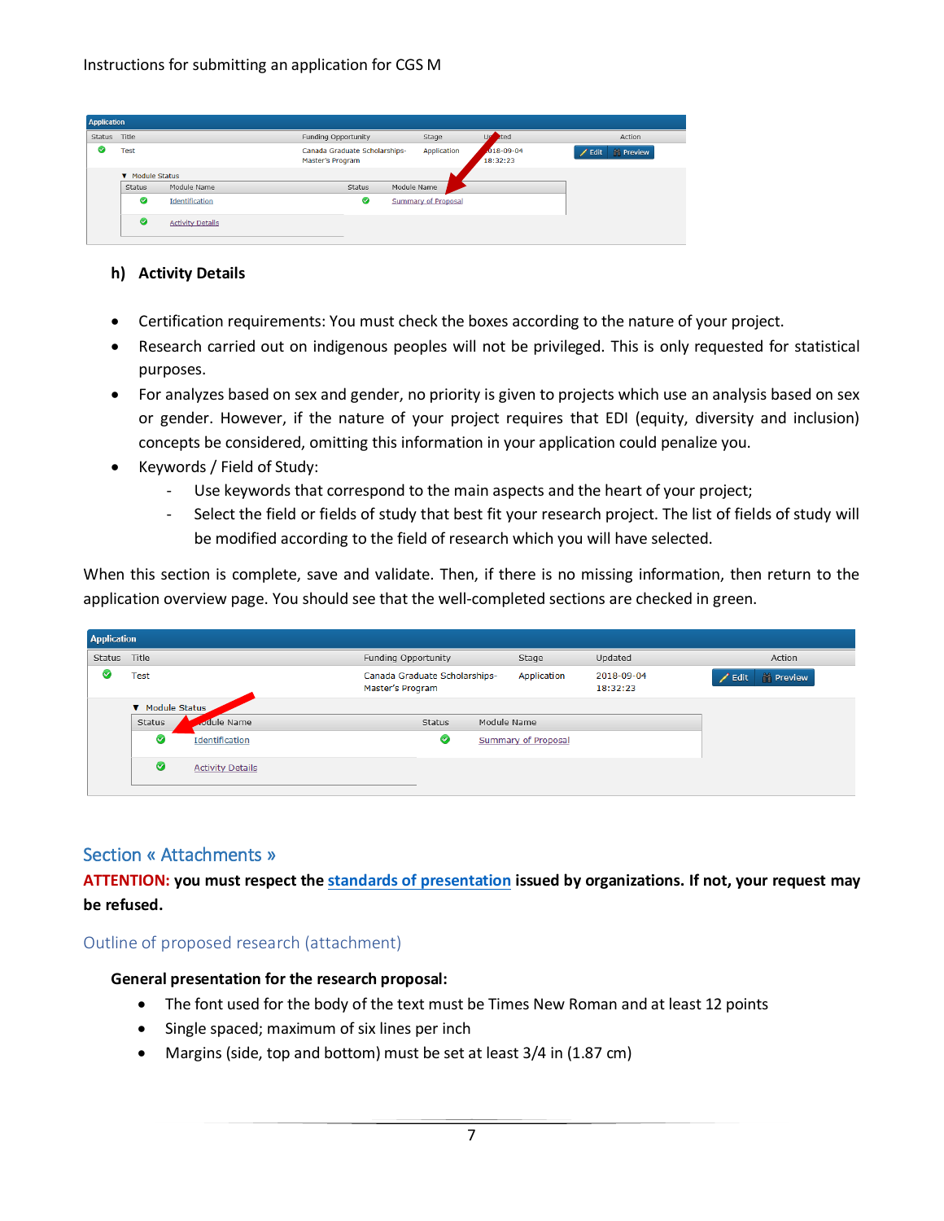#### h) Activity Details

- Certification requirements: You must check the boxes according to the nature of your project.
- Research carried out on indigenous peoples will not be privileged. This is only requested for statistical purposes.
- For analyzes based on sex and gender, no priority is given to projects which use an analysis based on sex or gender. However, if the nature of your project requires that EDI (equity, diversity and inclusion) concepts be considered, omitting this information in your application could penalize you.
- Keywords / Field of Study:
  - Use keywords that correspond to the main aspects and the heart of your project;
  - Select the field or fields of study that best fit your research project. The list of fields of study will be modified according to the field of research which you will have selected.

When this section is complete, save and validate. Then, if there is no missing information, then return to the application overview page. You should see that the well-completed sections are checked in green.

## Section « Attachments »

**ATTENTION: you must respect the [standards of presentation]() issued by organizations. If not, your request may be refused.**

### Outline of proposed research (attachment)

**General presentation for the research proposal:**

- The font used for the body of the text must be Times New Roman and at least 12 points
- Single spaced; maximum of six lines per inch
- Margins (side, top and bottom) must be set at least 3/4 in (1.87 cm)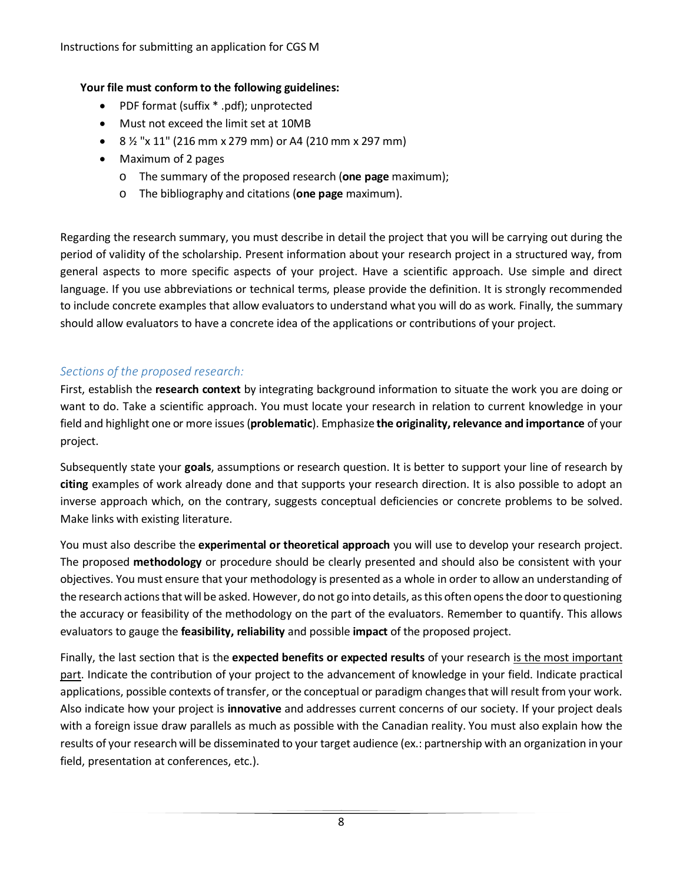**Your file must conform to the following guidelines:**

- PDF format (suffix * .pdf); unprotected
- Must not exceed the limit set at 10MB
- 8 ½ "x 11" (216 mm x 279 mm) or A4 (210 mm x 297 mm)
- Maximum of 2 pages
  - The summary of the proposed research (**one page** maximum);
  - The bibliography and citations (**one page** maximum).

Regarding the research summary, you must describe in detail the project that you will be carrying out during the period of validity of the scholarship. Present information about your research project in a structured way, from general aspects to more specific aspects of your project. Have a scientific approach. Use simple and direct language. If you use abbreviations or technical terms, please provide the definition. It is strongly recommended to include concrete examples that allow evaluators to understand what you will do as work. Finally, the summary should allow evaluators to have a concrete idea of the applications or contributions of your project.

### *Sections of the proposed research:*

First, establish the **research context** by integrating background information to situate the work you are doing or want to do. Take a scientific approach. You must locate your research in relation to current knowledge in your field and highlight one or more issues (**problematic**). Emphasize **the originality, relevance and importance** of your project.

Subsequently state your **goals**, assumptions or research question. It is better to support your line of research by **citing** examples of work already done and that supports your research direction. It is also possible to adopt an inverse approach which, on the contrary, suggests conceptual deficiencies or concrete problems to be solved. Make links with existing literature.

You must also describe the **experimental or theoretical approach** you will use to develop your research project. The proposed **methodology** or procedure should be clearly presented and should also be consistent with your objectives. You must ensure that your methodology is presented as a whole in order to allow an understanding of the research actions that will be asked. However, do not go into details, as this often opens the door to questioning the accuracy or feasibility of the methodology on the part of the evaluators. Remember to quantify. This allows evaluators to gauge the **feasibility, reliability** and possible **impact** of the proposed project.

Finally, the last section that is the **expected benefits or expected results** of your research <u>is the most important part</u>. Indicate the contribution of your project to the advancement of knowledge in your field. Indicate practical applications, possible contexts of transfer, or the conceptual or paradigm changes that will result from your work. Also indicate how your project is **innovative** and addresses current concerns of our society. If your project deals with a foreign issue draw parallels as much as possible with the Canadian reality. You must also explain how the results of your research will be disseminated to your target audience (ex.: partnership with an organization in your field, presentation at conferences, etc.).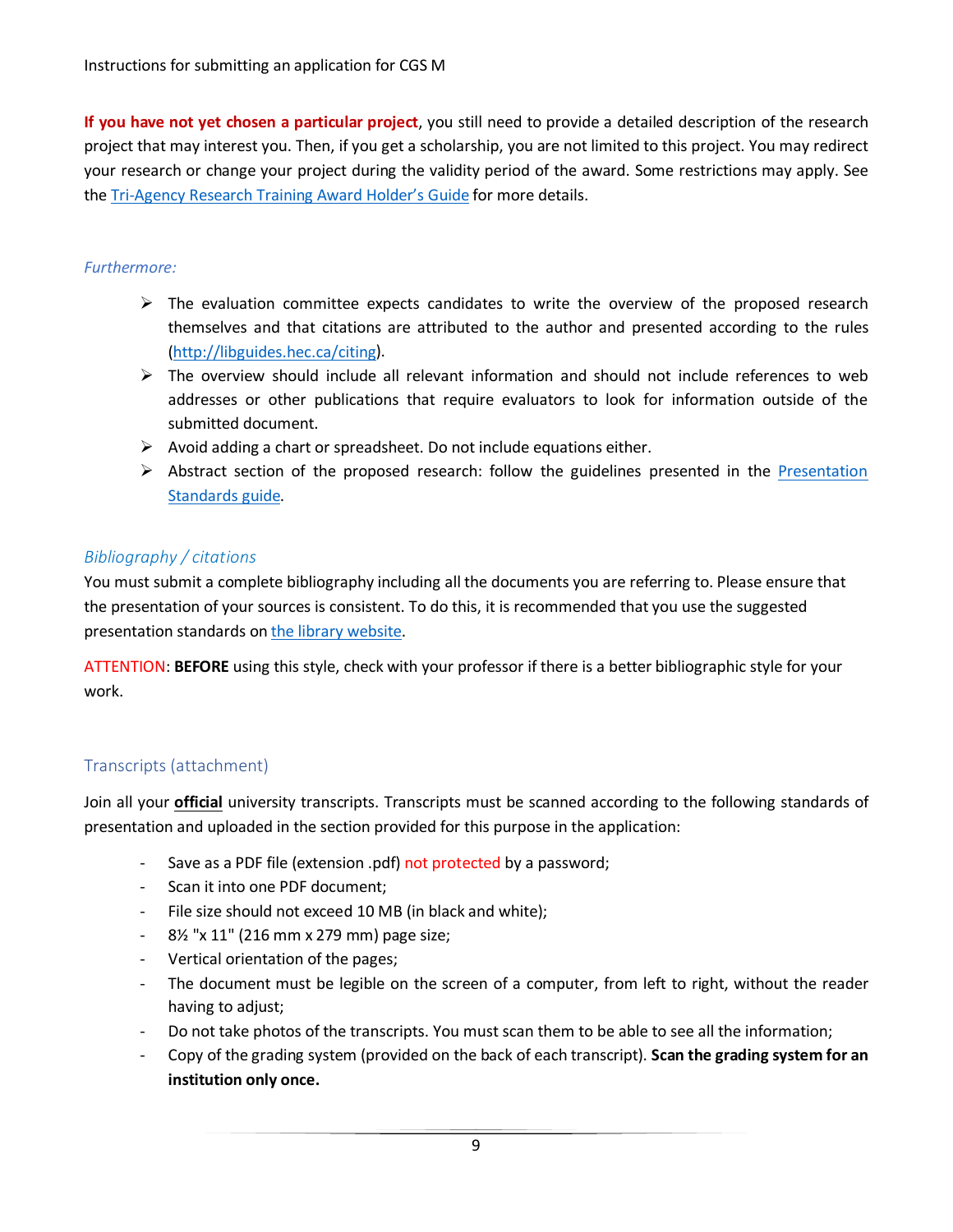**If you have not yet chosen a particular project**, you still need to provide a detailed description of the research project that may interest you. Then, if you get a scholarship, you are not limited to this project. You may redirect your research or change your project during the validity period of the award. Some restrictions may apply. See the [Tri-Agency Research Training Award Holder's Guide]() for more details.

*Furthermore:*

- The evaluation committee expects candidates to write the overview of the proposed research themselves and that citations are attributed to the author and presented according to the rules (http://libguides.hec.ca/citing).
- The overview should include all relevant information and should not include references to web addresses or other publications that require evaluators to look for information outside of the submitted document.
- Avoid adding a chart or spreadsheet. Do not include equations either.
- Abstract section of the proposed research: follow the guidelines presented in the [Presentation Standards guide]().

*Bibliography / citations*

You must submit a complete bibliography including all the documents you are referring to. Please ensure that the presentation of your sources is consistent. To do this, it is recommended that you use the suggested presentation standards on [the library website]().

ATTENTION: **BEFORE** using this style, check with your professor if there is a better bibliographic style for your work.

## Transcripts (attachment)

Join all your **official** university transcripts. Transcripts must be scanned according to the following standards of presentation and uploaded in the section provided for this purpose in the application:

- Save as a PDF file (extension .pdf) not protected by a password;
- Scan it into one PDF document;
- File size should not exceed 10 MB (in black and white);
- 8½ "x 11" (216 mm x 279 mm) page size;
- Vertical orientation of the pages;
- The document must be legible on the screen of a computer, from left to right, without the reader having to adjust;
- Do not take photos of the transcripts. You must scan them to be able to see all the information;
- Copy of the grading system (provided on the back of each transcript). **Scan the grading system for an institution only once.**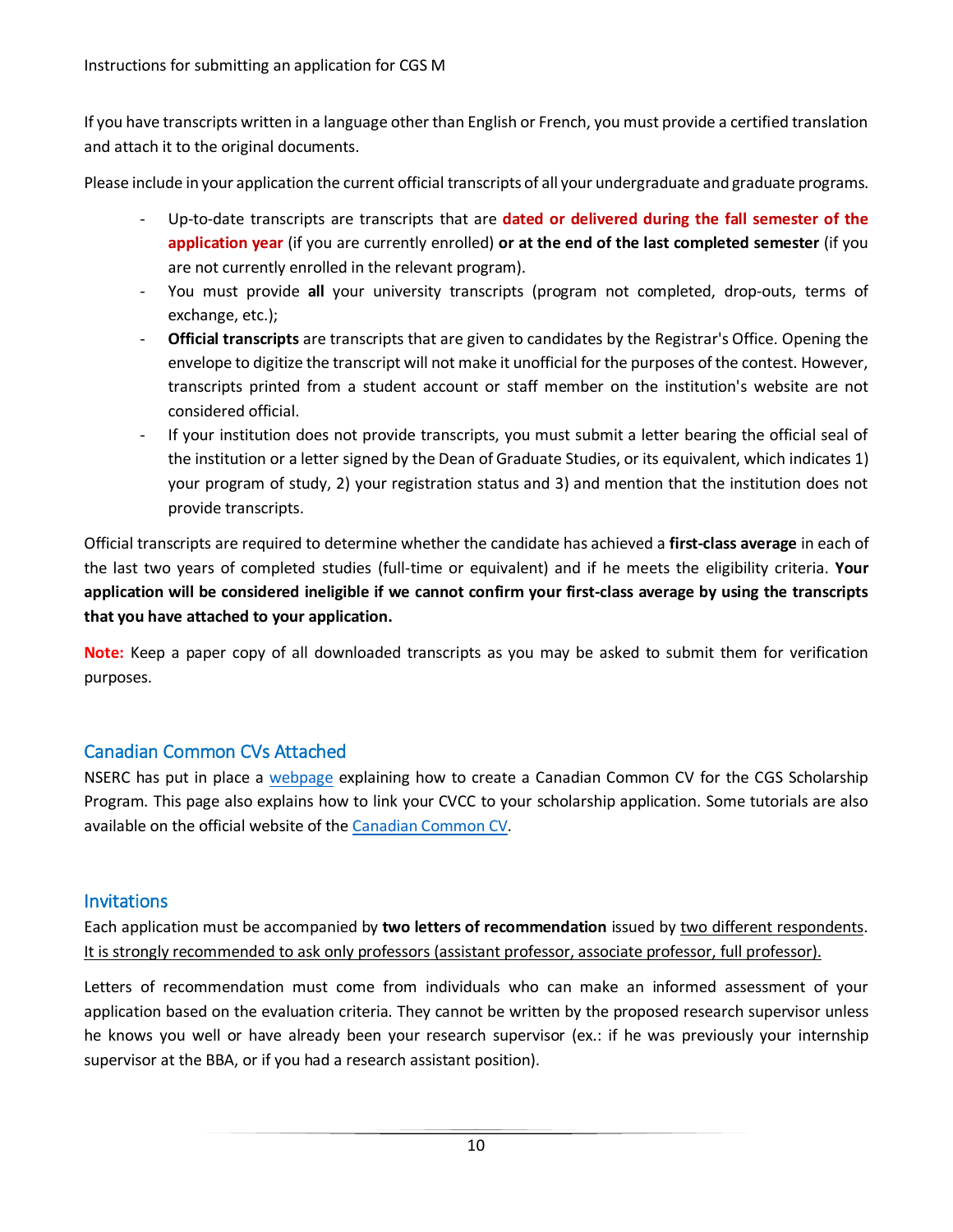If you have transcripts written in a language other than English or French, you must provide a certified translation and attach it to the original documents.

Please include in your application the current official transcripts of all your undergraduate and graduate programs.

- Up-to-date transcripts are transcripts that are **dated or delivered during the fall semester of the application year** (if you are currently enrolled) **or at the end of the last completed semester** (if you are not currently enrolled in the relevant program).
- You must provide **all** your university transcripts (program not completed, drop-outs, terms of exchange, etc.);
- **Official transcripts** are transcripts that are given to candidates by the Registrar's Office. Opening the envelope to digitize the transcript will not make it unofficial for the purposes of the contest. However, transcripts printed from a student account or staff member on the institution's website are not considered official.
- If your institution does not provide transcripts, you must submit a letter bearing the official seal of the institution or a letter signed by the Dean of Graduate Studies, or its equivalent, which indicates 1) your program of study, 2) your registration status and 3) and mention that the institution does not provide transcripts.

Official transcripts are required to determine whether the candidate has achieved a **first-class average** in each of the last two years of completed studies (full-time or equivalent) and if he meets the eligibility criteria. **Your application will be considered ineligible if we cannot confirm your first-class average by using the transcripts that you have attached to your application.**

**Note:** Keep a paper copy of all downloaded transcripts as you may be asked to submit them for verification purposes.

## Canadian Common CVs Attached

NSERC has put in place a webpage explaining how to create a Canadian Common CV for the CGS Scholarship Program. This page also explains how to link your CVCC to your scholarship application. Some tutorials are also available on the official website of the Canadian Common CV.

## Invitations

Each application must be accompanied by **two letters of recommendation** issued by two different respondents. It is strongly recommended to ask only professors (assistant professor, associate professor, full professor).

Letters of recommendation must come from individuals who can make an informed assessment of your application based on the evaluation criteria. They cannot be written by the proposed research supervisor unless he knows you well or have already been your research supervisor (ex.: if he was previously your internship supervisor at the BBA, or if you had a research assistant position).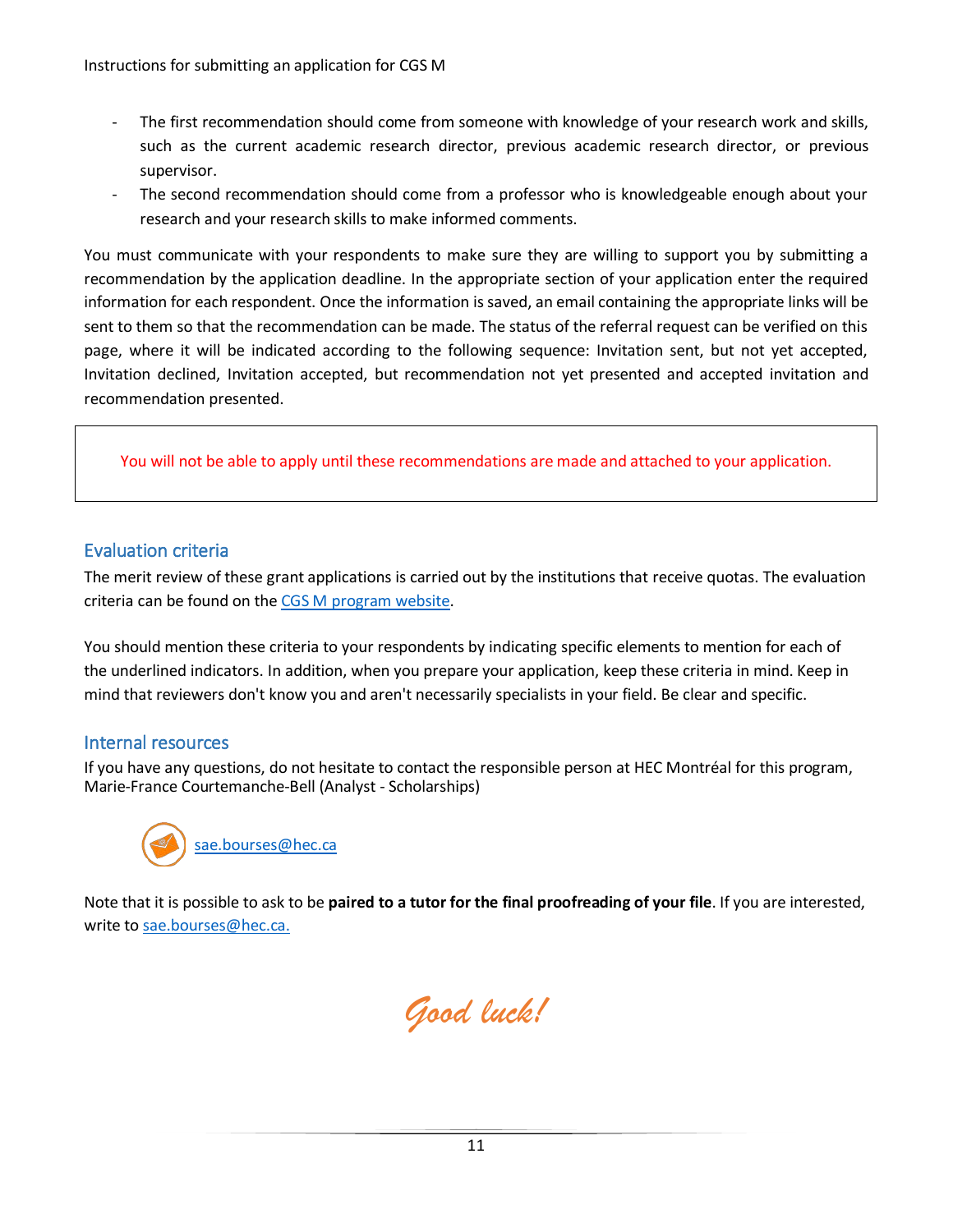- The first recommendation should come from someone with knowledge of your research work and skills, such as the current academic research director, previous academic research director, or previous supervisor.
- The second recommendation should come from a professor who is knowledgeable enough about your research and your research skills to make informed comments.

You must communicate with your respondents to make sure they are willing to support you by submitting a recommendation by the application deadline. In the appropriate section of your application enter the required information for each respondent. Once the information is saved, an email containing the appropriate links will be sent to them so that the recommendation can be made. The status of the referral request can be verified on this page, where it will be indicated according to the following sequence: Invitation sent, but not yet accepted, Invitation declined, Invitation accepted, but recommendation not yet presented and accepted invitation and recommendation presented.

> You will not be able to apply until these recommendations are made and attached to your application.

## Evaluation criteria

The merit review of these grant applications is carried out by the institutions that receive quotas. The evaluation criteria can be found on the [CGS M program website](#).

You should mention these criteria to your respondents by indicating specific elements to mention for each of the underlined indicators. In addition, when you prepare your application, keep these criteria in mind. Keep in mind that reviewers don't know you and aren't necessarily specialists in your field. Be clear and specific.

## Internal resources

If you have any questions, do not hesitate to contact the responsible person at HEC Montréal for this program, Marie-France Courtemanche-Bell (Analyst - Scholarships)

sae.bourses@hec.ca

Note that it is possible to ask to be **paired to a tutor for the final proofreading of your file**. If you are interested, write to sae.bourses@hec.ca.

*Good luck!*